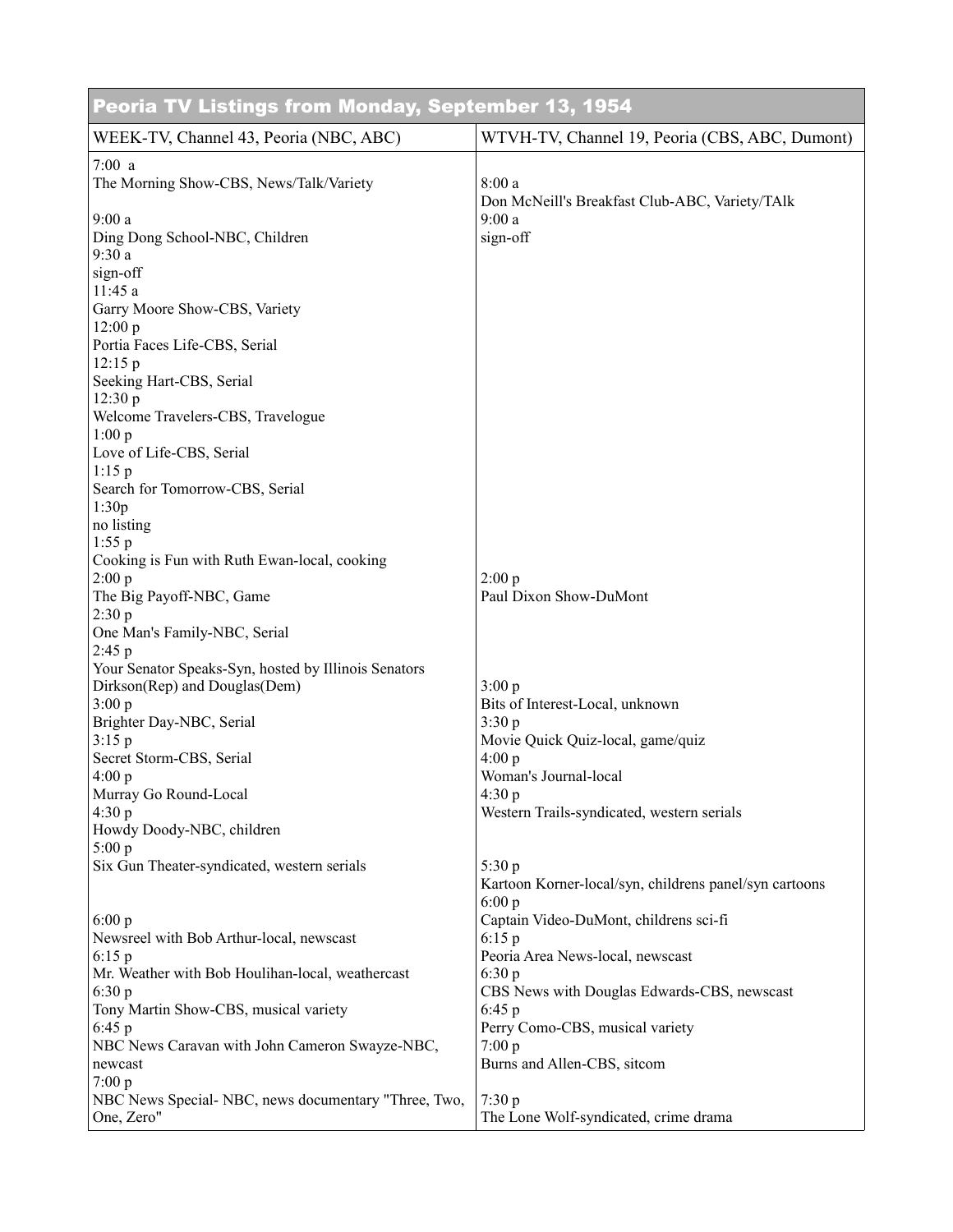| Peoria TV Listings from Monday, September 13, 1954 | |
|---|---|
| WEEK-TV, Channel 43, Peoria (NBC, ABC) | WTVH-TV, Channel 19, Peoria (CBS, ABC, Dumont) |
| 7:00 a<br>The Morning Show-CBS, News/Talk/Variety<br><br>9:00 a<br>Ding Dong School-NBC, Children<br>9:30 a<br>sign-off<br>11:45 a<br>Garry Moore Show-CBS, Variety<br>12:00 p<br>Portia Faces Life-CBS, Serial<br>12:15 p<br>Seeking Hart-CBS, Serial<br>12:30 p<br>Welcome Travelers-CBS, Travelogue<br>1:00 p<br>Love of Life-CBS, Serial<br>1:15 p<br>Search for Tomorrow-CBS, Serial<br>1:30p<br>no listing<br>1:55 p<br>Cooking is Fun with Ruth Ewan-local, cooking<br>2:00 p<br>The Big Payoff-NBC, Game<br>2:30 p<br>One Man's Family-NBC, Serial<br>2:45 p<br>Your Senator Speaks-Syn, hosted by Illinois Senators Dirkson(Rep) and Douglas(Dem)<br>3:00 p<br>Brighter Day-NBC, Serial<br>3:15 p<br>Secret Storm-CBS, Serial<br>4:00 p<br>Murray Go Round-Local<br>4:30 p<br>Howdy Doody-NBC, children<br>5:00 p<br>Six Gun Theater-syndicated, western serials<br><br>6:00 p<br>Newsreel with Bob Arthur-local, newscast<br>6:15 p<br>Mr. Weather with Bob Houlihan-local, weathercast<br>6:30 p<br>Tony Martin Show-CBS, musical variety<br>6:45 p<br>NBC News Caravan with John Cameron Swayze-NBC, newcast<br>7:00 p<br>NBC News Special- NBC, news documentary "Three, Two, One, Zero" | 8:00 a<br>Don McNeill's Breakfast Club-ABC, Variety/TAlk<br>9:00 a<br>sign-off<br><br>2:00 p<br>Paul Dixon Show-DuMont<br><br>3:00 p<br>Bits of Interest-Local, unknown<br>3:30 p<br>Movie Quick Quiz-local, game/quiz<br>4:00 p<br>Woman's Journal-local<br>4:30 p<br>Western Trails-syndicated, western serials<br><br>5:30 p<br>Kartoon Korner-local/syn, childrens panel/syn cartoons<br>6:00 p<br>Captain Video-DuMont, childrens sci-fi<br>6:15 p<br>Peoria Area News-local, newscast<br>6:30 p<br>CBS News with Douglas Edwards-CBS, newscast<br>6:45 p<br>Perry Como-CBS, musical variety<br>7:00 p<br>Burns and Allen-CBS, sitcom<br><br>7:30 p<br>The Lone Wolf-syndicated, crime drama |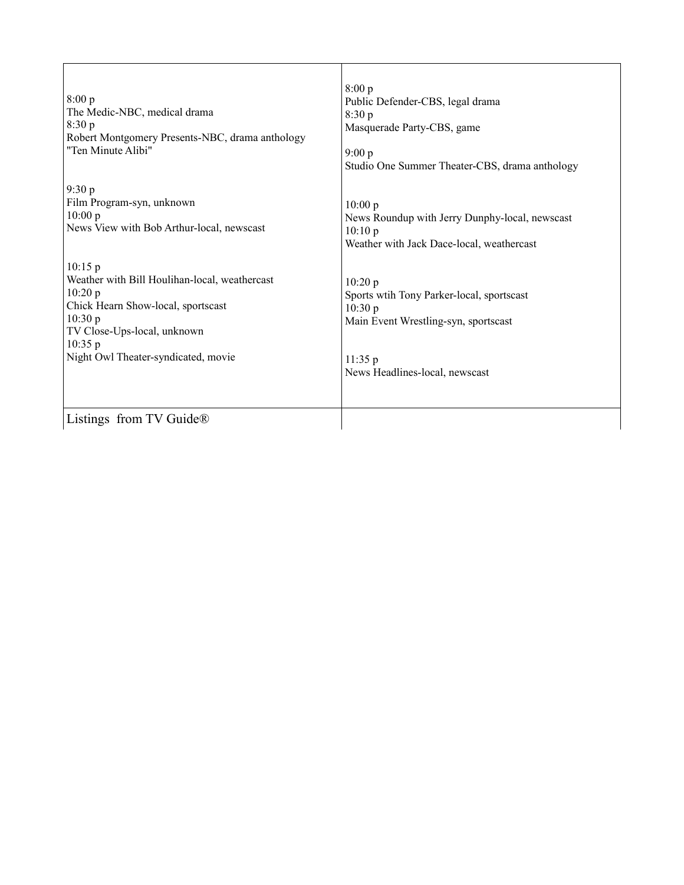| | |
|---|---|
| 8:00 p<br>The Medic-NBC, medical drama<br>8:30 p<br>Robert Montgomery Presents-NBC, drama anthology<br>"Ten Minute Alibi"<br><br>9:30 p<br>Film Program-syn, unknown<br>10:00 p<br>News View with Bob Arthur-local, newscast<br><br>10:15 p<br>Weather with Bill Houlihan-local, weathercast<br>10:20 p<br>Chick Hearn Show-local, sportscast<br>10:30 p<br>TV Close-Ups-local, unknown<br>10:35 p<br>Night Owl Theater-syndicated, movie | 8:00 p<br>Public Defender-CBS, legal drama<br>8:30 p<br>Masquerade Party-CBS, game<br><br>9:00 p<br>Studio One Summer Theater-CBS, drama anthology<br><br>10:00 p<br>News Roundup with Jerry Dunphy-local, newscast<br>10:10 p<br>Weather with Jack Dace-local, weathercast<br><br>10:20 p<br>Sports wtih Tony Parker-local, sportscast<br>10:30 p<br>Main Event Wrestling-syn, sportscast<br><br>11:35 p<br>News Headlines-local, newscast |
| Listings from TV Guide® | |